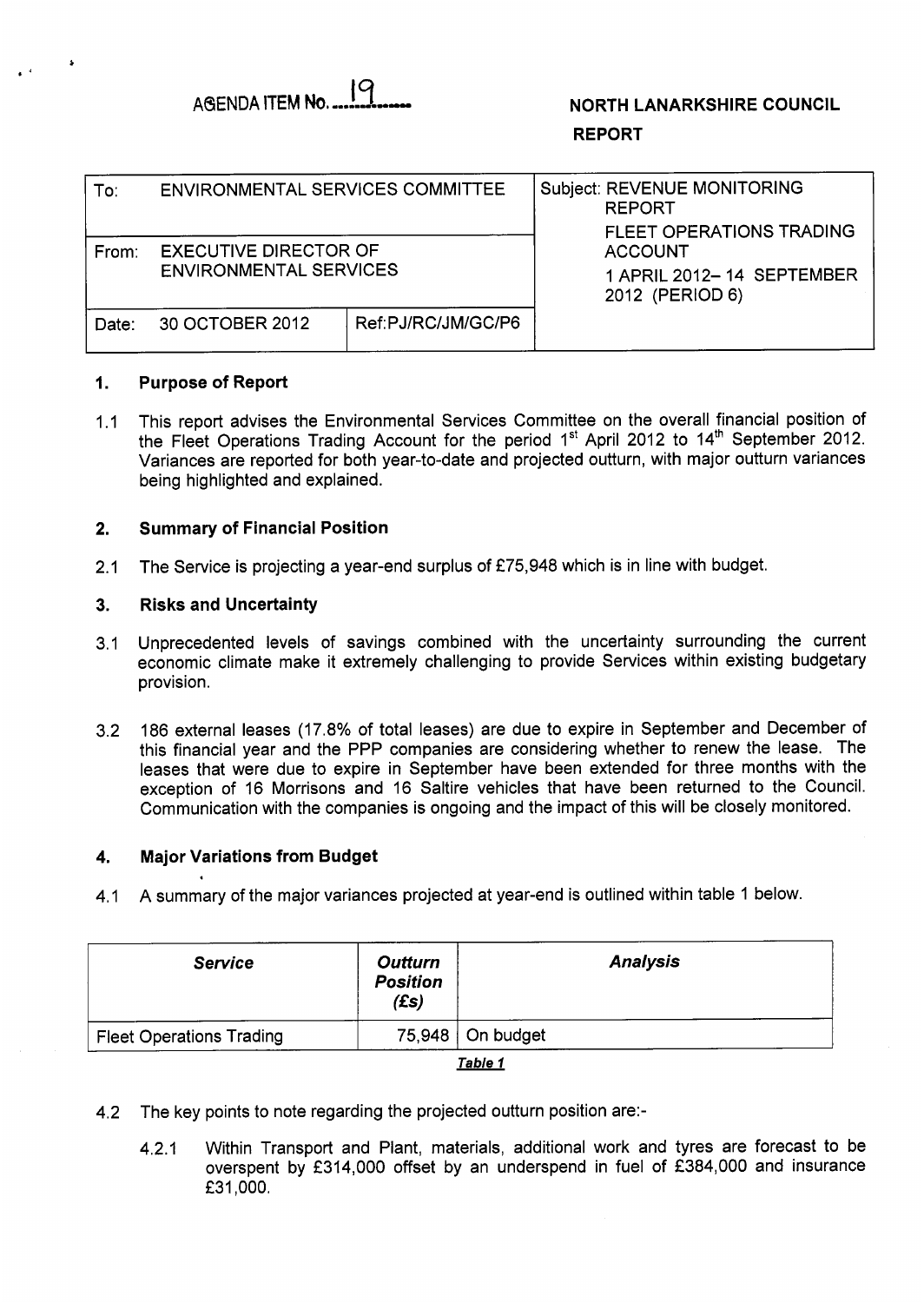AGENDA ITEM No. 19

**NORTH LANARKSHIRE COUNCIL**

**REPORT**

| To: ENVIRONMENTAL SERVICES COMMITTEE | | Subject: REVENUE MONITORING REPORT FLEET OPERATIONS TRADING ACCOUNT 1 APRIL 2012– 14 SEPTEMBER 2012 (PERIOD 6) |
|---|---|---|
| From: EXECUTIVE DIRECTOR OF ENVIRONMENTAL SERVICES | | |
| Date: 30 OCTOBER 2012 | Ref:PJ/RC/JM/GC/P6 | |

## 1. Purpose of Report

1.1 This report advises the Environmental Services Committee on the overall financial position of the Fleet Operations Trading Account for the period 1st April 2012 to 14th September 2012. Variances are reported for both year-to-date and projected outturn, with major outturn variances being highlighted and explained.

## 2. Summary of Financial Position

2.1 The Service is projecting a year-end surplus of £75,948 which is in line with budget.

## 3. Risks and Uncertainty

3.1 Unprecedented levels of savings combined with the uncertainty surrounding the current economic climate make it extremely challenging to provide Services within existing budgetary provision.

3.2 186 external leases (17.8% of total leases) are due to expire in September and December of this financial year and the PPP companies are considering whether to renew the lease. The leases that were due to expire in September have been extended for three months with the exception of 16 Morrisons and 16 Saltire vehicles that have been returned to the Council. Communication with the companies is ongoing and the impact of this will be closely monitored.

## 4. Major Variations from Budget

4.1 A summary of the major variances projected at year-end is outlined within table 1 below.

| *Service* | *Outturn Position (£s)* | *Analysis* |
|---|---|---|
| Fleet Operations Trading | 75,948 | On budget |

***Table 1***

4.2 The key points to note regarding the projected outturn position are:-

4.2.1 Within Transport and Plant, materials, additional work and tyres are forecast to be overspent by £314,000 offset by an underspend in fuel of £384,000 and insurance £31,000.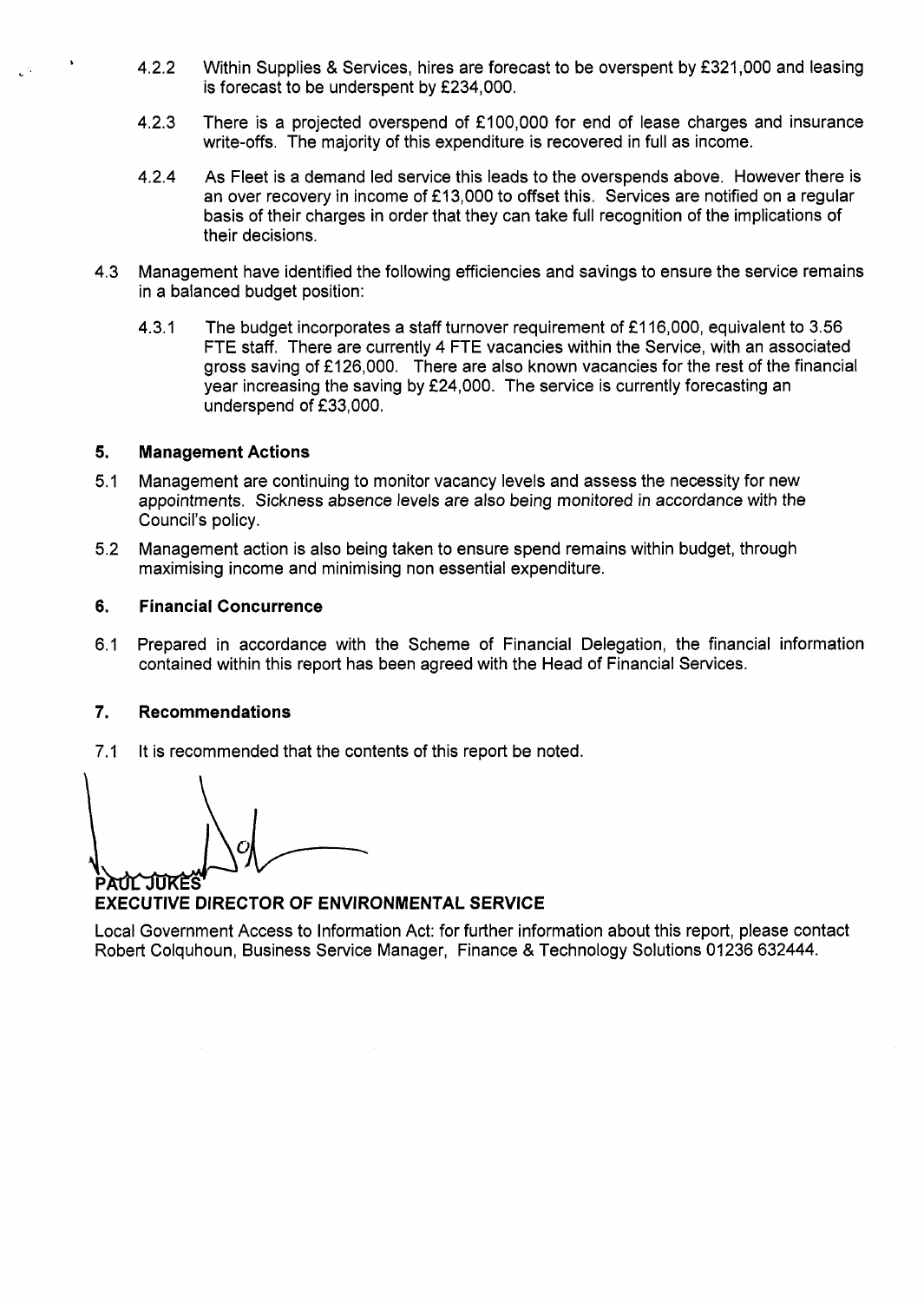4.2.2 Within Supplies & Services, hires are forecast to be overspent by £321,000 and leasing is forecast to be underspent by £234,000.

4.2.3 There is a projected overspend of £100,000 for end of lease charges and insurance write-offs. The majority of this expenditure is recovered in full as income.

4.2.4 As Fleet is a demand led service this leads to the overspends above. However there is an over recovery in income of £13,000 to offset this. Services are notified on a regular basis of their charges in order that they can take full recognition of the implications of their decisions.

4.3 Management have identified the following efficiencies and savings to ensure the service remains in a balanced budget position:

4.3.1 The budget incorporates a staff turnover requirement of £116,000, equivalent to 3.56 FTE staff. There are currently 4 FTE vacancies within the Service, with an associated gross saving of £126,000. There are also known vacancies for the rest of the financial year increasing the saving by £24,000. The service is currently forecasting an underspend of £33,000.

## 5. Management Actions

5.1 Management are continuing to monitor vacancy levels and assess the necessity for new appointments. Sickness absence levels are also being monitored in accordance with the Council's policy.

5.2 Management action is also being taken to ensure spend remains within budget, through maximising income and minimising non essential expenditure.

## 6. Financial Concurrence

6.1 Prepared in accordance with the Scheme of Financial Delegation, the financial information contained within this report has been agreed with the Head of Financial Services.

## 7. Recommendations

7.1 It is recommended that the contents of this report be noted.

**PAUL JUKES**
**EXECUTIVE DIRECTOR OF ENVIRONMENTAL SERVICE**

Local Government Access to Information Act: for further information about this report, please contact Robert Colquhoun, Business Service Manager, Finance & Technology Solutions 01236 632444.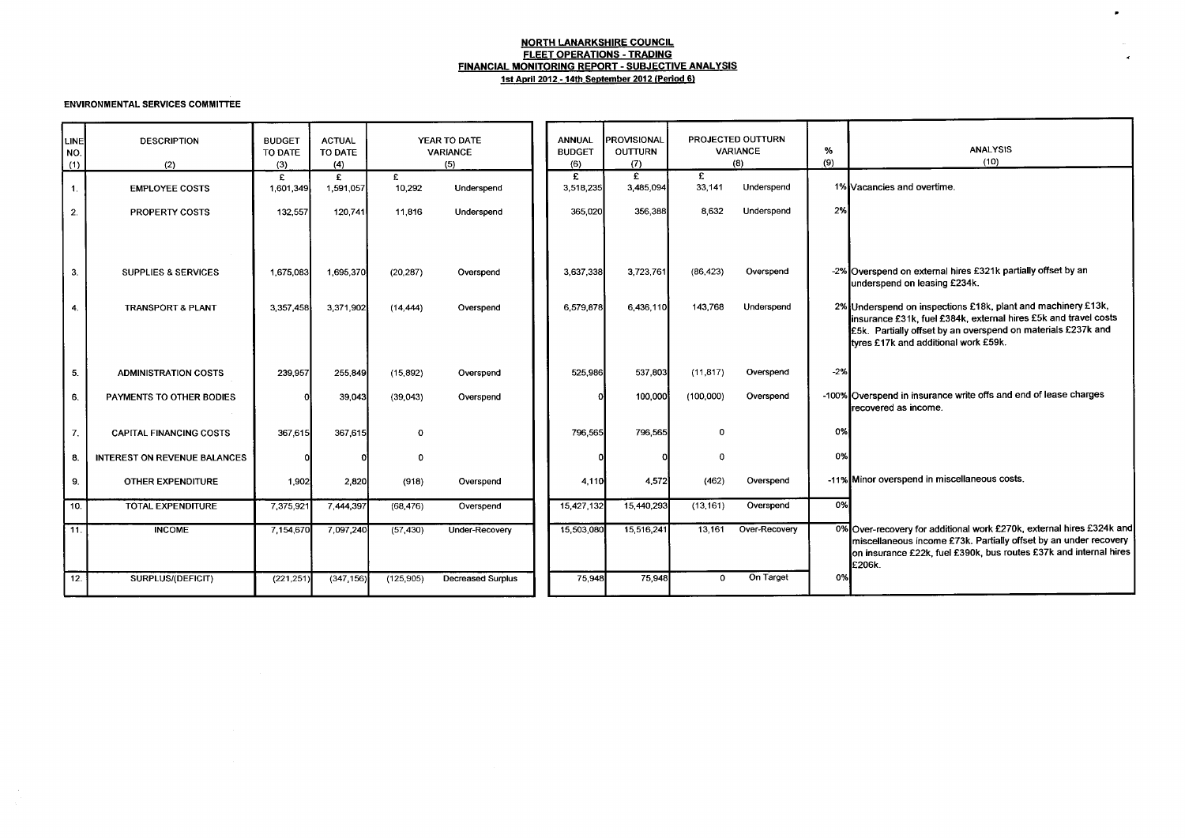**NORTH LANARKSHIRE COUNCIL**
**FLEET OPERATIONS - TRADING**
**FINANCIAL MONITORING REPORT - SUBJECTIVE ANALYSIS**
**1st April 2012 - 14th September 2012 (Period 6)**

**ENVIRONMENTAL SERVICES COMMITTEE**

| LINE NO. (1) | DESCRIPTION (2) | BUDGET TO DATE (3) | ACTUAL TO DATE (4) | YEAR TO DATE VARIANCE (5) | | ANNUAL BUDGET (6) | PROVISIONAL OUTTURN (7) | PROJECTED OUTTURN VARIANCE (8) | | % (9) | ANALYSIS (10) |
|---|---|---|---|---|---|---|---|---|---|---|---|
| | | £ | £ | £ | | £ | £ | £ | | | |
| 1. | EMPLOYEE COSTS | 1,601,349 | 1,591,057 | 10,292 | Underspend | 3,518,235 | 3,485,094 | 33,141 | Underspend | 1% | Vacancies and overtime. |
| 2. | PROPERTY COSTS | 132,557 | 120,741 | 11,816 | Underspend | 365,020 | 356,388 | 8,632 | Underspend | 2% | |
| 3. | SUPPLIES & SERVICES | 1,675,083 | 1,695,370 | (20,287) | Overspend | 3,637,338 | 3,723,761 | (86,423) | Overspend | -2% | Overspend on external hires £321k partially offset by an underspend on leasing £234k. |
| 4. | TRANSPORT & PLANT | 3,357,458 | 3,371,902 | (14,444) | Overspend | 6,579,878 | 6,436,110 | 143,768 | Underspend | 2% | Underspend on inspections £18k, plant and machinery £13k, insurance £31k, fuel £384k, external hires £5k and travel costs £5k. Partially offset by an overspend on materials £237k and tyres £17k and additional work £59k. |
| 5. | ADMINISTRATION COSTS | 239,957 | 255,849 | (15,892) | Overspend | 525,986 | 537,803 | (11,817) | Overspend | -2% | |
| 6. | PAYMENTS TO OTHER BODIES | 0 | 39,043 | (39,043) | Overspend | 0 | 100,000 | (100,000) | Overspend | -100% | Overspend in insurance write offs and end of lease charges recovered as income. |
| 7. | CAPITAL FINANCING COSTS | 367,615 | 367,615 | 0 | | 796,565 | 796,565 | 0 | | 0% | |
| 8. | INTEREST ON REVENUE BALANCES | 0 | 0 | 0 | | 0 | 0 | 0 | | 0% | |
| 9. | OTHER EXPENDITURE | 1,902 | 2,820 | (918) | Overspend | 4,110 | 4,572 | (462) | Overspend | -11% | Minor overspend in miscellaneous costs. |
| 10. | TOTAL EXPENDITURE | 7,375,921 | 7,444,397 | (68,476) | Overspend | 15,427,132 | 15,440,293 | (13,161) | Overspend | 0% | |
| 11. | INCOME | 7,154,670 | 7,097,240 | (57,430) | Under-Recovery | 15,503,080 | 15,516,241 | 13,161 | Over-Recovery | 0% | Over-recovery for additional work £270k, external hires £324k and miscellaneous income £73k. Partially offset by an under recovery on insurance £22k, fuel £390k, bus routes £37k and internal hires £206k. |
| 12. | SURPLUS/(DEFICIT) | (221,251) | (347,156) | (125,905) | Decreased Surplus | 75,948 | 75,948 | 0 | On Target | 0% | |